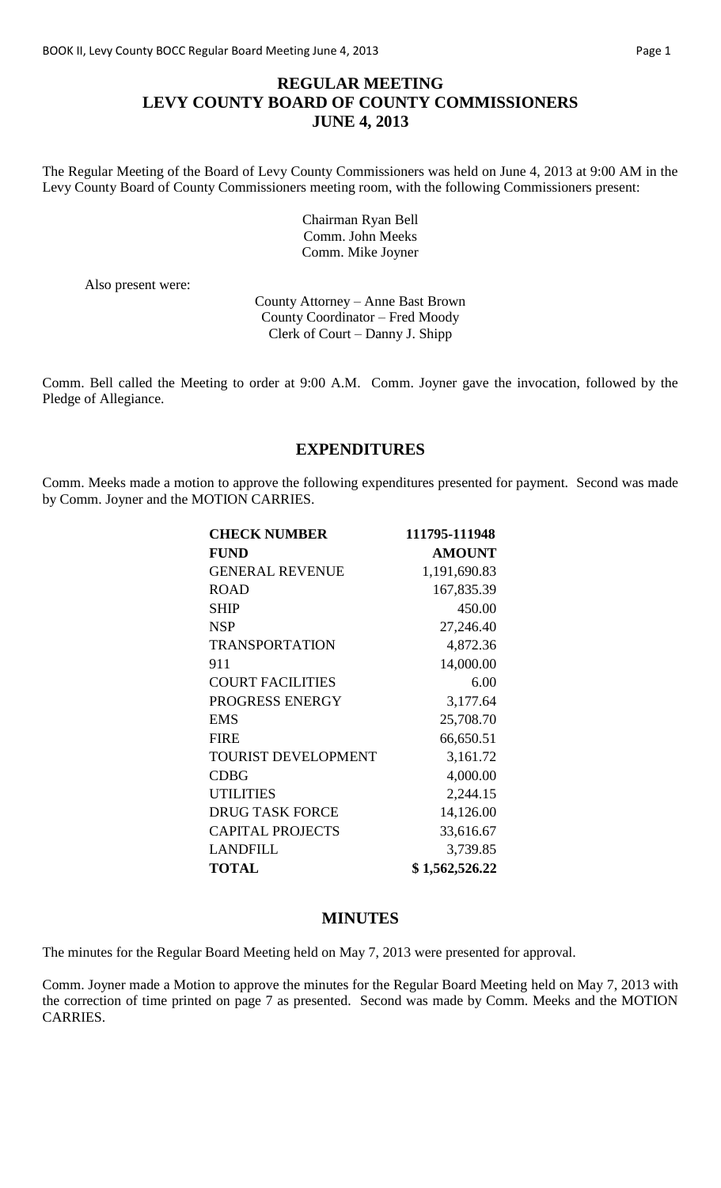# REGULAR MEETING
# LEVY COUNTY BOARD OF COUNTY COMMISSIONERS
# JUNE 4, 2013

The Regular Meeting of the Board of Levy County Commissioners was held on June 4, 2013 at 9:00 AM in the Levy County Board of County Commissioners meeting room, with the following Commissioners present:

Chairman Ryan Bell
Comm. John Meeks
Comm. Mike Joyner

Also present were:

County Attorney – Anne Bast Brown
County Coordinator – Fred Moody
Clerk of Court – Danny J. Shipp

Comm. Bell called the Meeting to order at 9:00 A.M. Comm. Joyner gave the invocation, followed by the Pledge of Allegiance.

## EXPENDITURES

Comm. Meeks made a motion to approve the following expenditures presented for payment. Second was made by Comm. Joyner and the MOTION CARRIES.

| **CHECK NUMBER** | **111795-111948** |
|---|---|
| **FUND** | **AMOUNT** |
| GENERAL REVENUE | 1,191,690.83 |
| ROAD | 167,835.39 |
| SHIP | 450.00 |
| NSP | 27,246.40 |
| TRANSPORTATION | 4,872.36 |
| 911 | 14,000.00 |
| COURT FACILITIES | 6.00 |
| PROGRESS ENERGY | 3,177.64 |
| EMS | 25,708.70 |
| FIRE | 66,650.51 |
| TOURIST DEVELOPMENT | 3,161.72 |
| CDBG | 4,000.00 |
| UTILITIES | 2,244.15 |
| DRUG TASK FORCE | 14,126.00 |
| CAPITAL PROJECTS | 33,616.67 |
| LANDFILL | 3,739.85 |
| **TOTAL** | **$ 1,562,526.22** |

## MINUTES

The minutes for the Regular Board Meeting held on May 7, 2013 were presented for approval.

Comm. Joyner made a Motion to approve the minutes for the Regular Board Meeting held on May 7, 2013 with the correction of time printed on page 7 as presented. Second was made by Comm. Meeks and the MOTION CARRIES.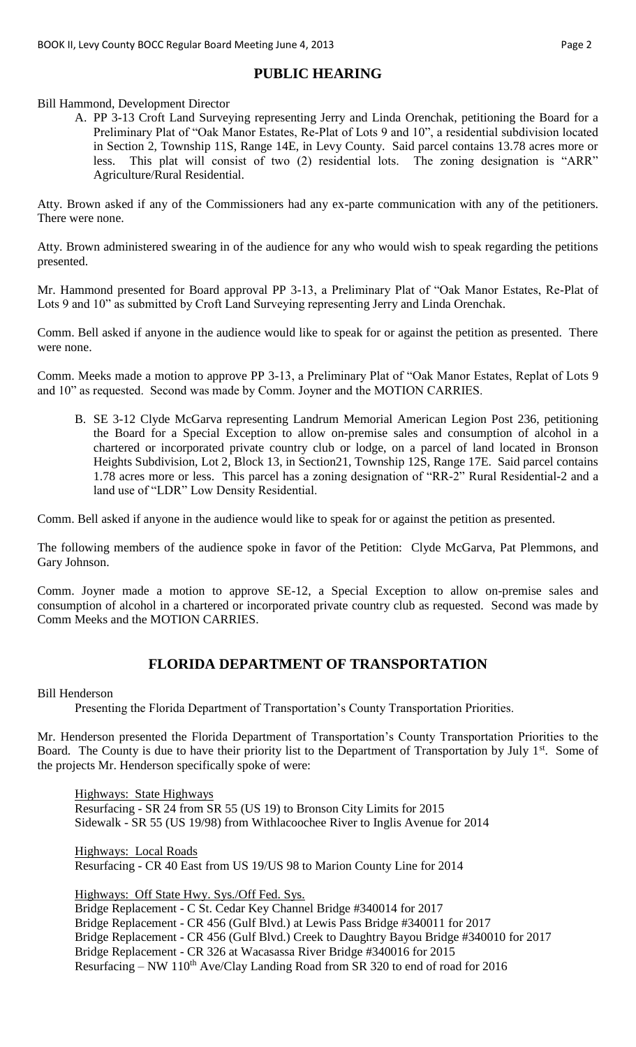## PUBLIC HEARING

Bill Hammond, Development Director

A. PP 3-13 Croft Land Surveying representing Jerry and Linda Orenchak, petitioning the Board for a Preliminary Plat of "Oak Manor Estates, Re-Plat of Lots 9 and 10", a residential subdivision located in Section 2, Township 11S, Range 14E, in Levy County. Said parcel contains 13.78 acres more or less. This plat will consist of two (2) residential lots. The zoning designation is "ARR" Agriculture/Rural Residential.

Atty. Brown asked if any of the Commissioners had any ex-parte communication with any of the petitioners. There were none.

Atty. Brown administered swearing in of the audience for any who would wish to speak regarding the petitions presented.

Mr. Hammond presented for Board approval PP 3-13, a Preliminary Plat of "Oak Manor Estates, Re-Plat of Lots 9 and 10" as submitted by Croft Land Surveying representing Jerry and Linda Orenchak.

Comm. Bell asked if anyone in the audience would like to speak for or against the petition as presented. There were none.

Comm. Meeks made a motion to approve PP 3-13, a Preliminary Plat of "Oak Manor Estates, Replat of Lots 9 and 10" as requested. Second was made by Comm. Joyner and the MOTION CARRIES.

B. SE 3-12 Clyde McGarva representing Landrum Memorial American Legion Post 236, petitioning the Board for a Special Exception to allow on-premise sales and consumption of alcohol in a chartered or incorporated private country club or lodge, on a parcel of land located in Bronson Heights Subdivision, Lot 2, Block 13, in Section21, Township 12S, Range 17E. Said parcel contains 1.78 acres more or less. This parcel has a zoning designation of "RR-2" Rural Residential-2 and a land use of "LDR" Low Density Residential.

Comm. Bell asked if anyone in the audience would like to speak for or against the petition as presented.

The following members of the audience spoke in favor of the Petition: Clyde McGarva, Pat Plemmons, and Gary Johnson.

Comm. Joyner made a motion to approve SE-12, a Special Exception to allow on-premise sales and consumption of alcohol in a chartered or incorporated private country club as requested. Second was made by Comm Meeks and the MOTION CARRIES.

## FLORIDA DEPARTMENT OF TRANSPORTATION

Bill Henderson

Presenting the Florida Department of Transportation's County Transportation Priorities.

Mr. Henderson presented the Florida Department of Transportation's County Transportation Priorities to the Board. The County is due to have their priority list to the Department of Transportation by July 1st. Some of the projects Mr. Henderson specifically spoke of were:

Highways: State Highways
Resurfacing - SR 24 from SR 55 (US 19) to Bronson City Limits for 2015
Sidewalk - SR 55 (US 19/98) from Withlacoochee River to Inglis Avenue for 2014

Highways: Local Roads
Resurfacing - CR 40 East from US 19/US 98 to Marion County Line for 2014

Highways: Off State Hwy. Sys./Off Fed. Sys.
Bridge Replacement - C St. Cedar Key Channel Bridge #340014 for 2017
Bridge Replacement - CR 456 (Gulf Blvd.) at Lewis Pass Bridge #340011 for 2017
Bridge Replacement - CR 456 (Gulf Blvd.) Creek to Daughtry Bayou Bridge #340010 for 2017
Bridge Replacement - CR 326 at Wacasassa River Bridge #340016 for 2015
Resurfacing – NW 110th Ave/Clay Landing Road from SR 320 to end of road for 2016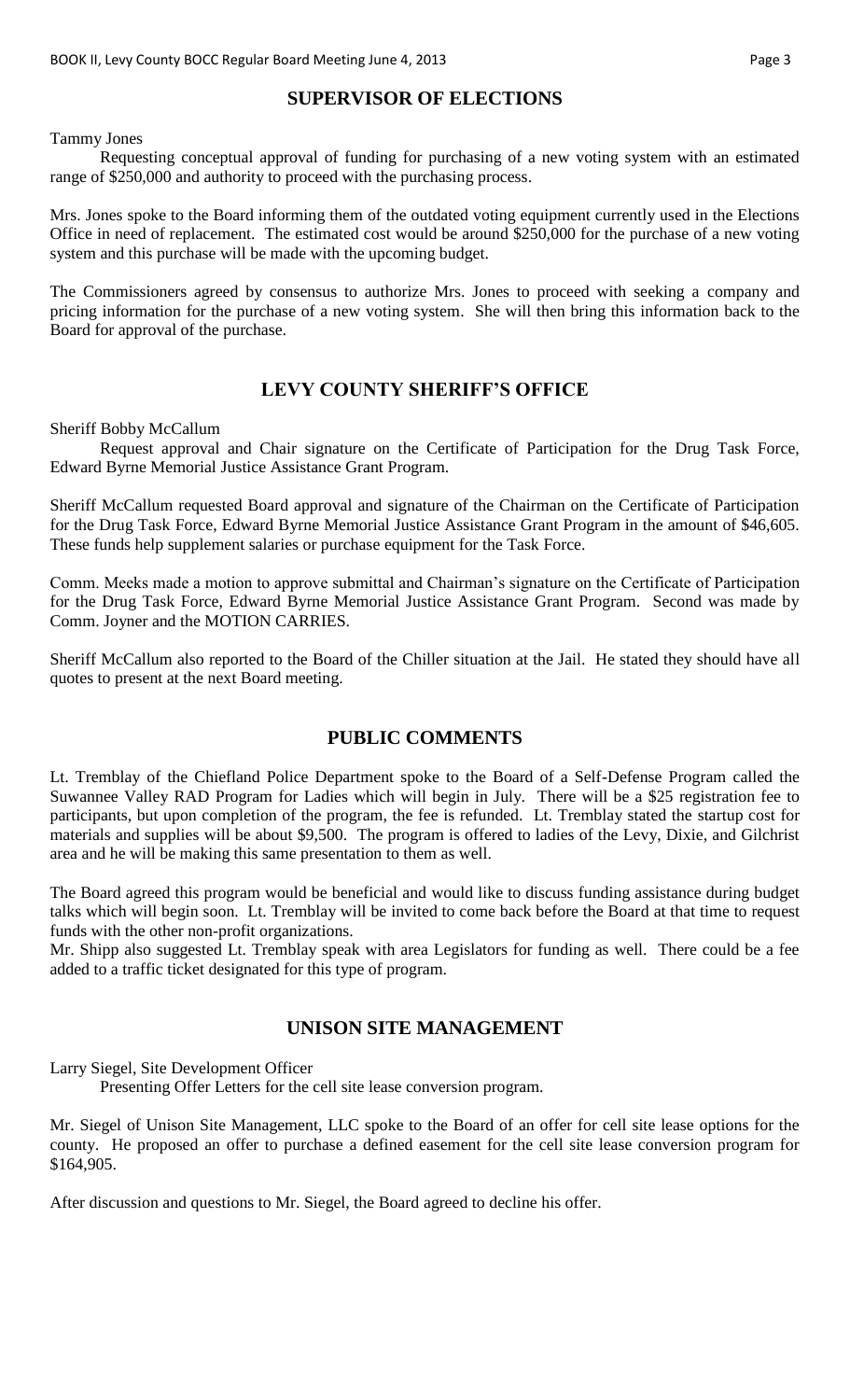## SUPERVISOR OF ELECTIONS

Tammy Jones

Requesting conceptual approval of funding for purchasing of a new voting system with an estimated range of $250,000 and authority to proceed with the purchasing process.

Mrs. Jones spoke to the Board informing them of the outdated voting equipment currently used in the Elections Office in need of replacement. The estimated cost would be around $250,000 for the purchase of a new voting system and this purchase will be made with the upcoming budget.

The Commissioners agreed by consensus to authorize Mrs. Jones to proceed with seeking a company and pricing information for the purchase of a new voting system. She will then bring this information back to the Board for approval of the purchase.

## LEVY COUNTY SHERIFF'S OFFICE

Sheriff Bobby McCallum

Request approval and Chair signature on the Certificate of Participation for the Drug Task Force, Edward Byrne Memorial Justice Assistance Grant Program.

Sheriff McCallum requested Board approval and signature of the Chairman on the Certificate of Participation for the Drug Task Force, Edward Byrne Memorial Justice Assistance Grant Program in the amount of $46,605. These funds help supplement salaries or purchase equipment for the Task Force.

Comm. Meeks made a motion to approve submittal and Chairman's signature on the Certificate of Participation for the Drug Task Force, Edward Byrne Memorial Justice Assistance Grant Program. Second was made by Comm. Joyner and the MOTION CARRIES.

Sheriff McCallum also reported to the Board of the Chiller situation at the Jail. He stated they should have all quotes to present at the next Board meeting.

## PUBLIC COMMENTS

Lt. Tremblay of the Chiefland Police Department spoke to the Board of a Self-Defense Program called the Suwannee Valley RAD Program for Ladies which will begin in July. There will be a $25 registration fee to participants, but upon completion of the program, the fee is refunded. Lt. Tremblay stated the startup cost for materials and supplies will be about $9,500. The program is offered to ladies of the Levy, Dixie, and Gilchrist area and he will be making this same presentation to them as well.

The Board agreed this program would be beneficial and would like to discuss funding assistance during budget talks which will begin soon. Lt. Tremblay will be invited to come back before the Board at that time to request funds with the other non-profit organizations.

Mr. Shipp also suggested Lt. Tremblay speak with area Legislators for funding as well. There could be a fee added to a traffic ticket designated for this type of program.

## UNISON SITE MANAGEMENT

Larry Siegel, Site Development Officer

Presenting Offer Letters for the cell site lease conversion program.

Mr. Siegel of Unison Site Management, LLC spoke to the Board of an offer for cell site lease options for the county. He proposed an offer to purchase a defined easement for the cell site lease conversion program for $164,905.

After discussion and questions to Mr. Siegel, the Board agreed to decline his offer.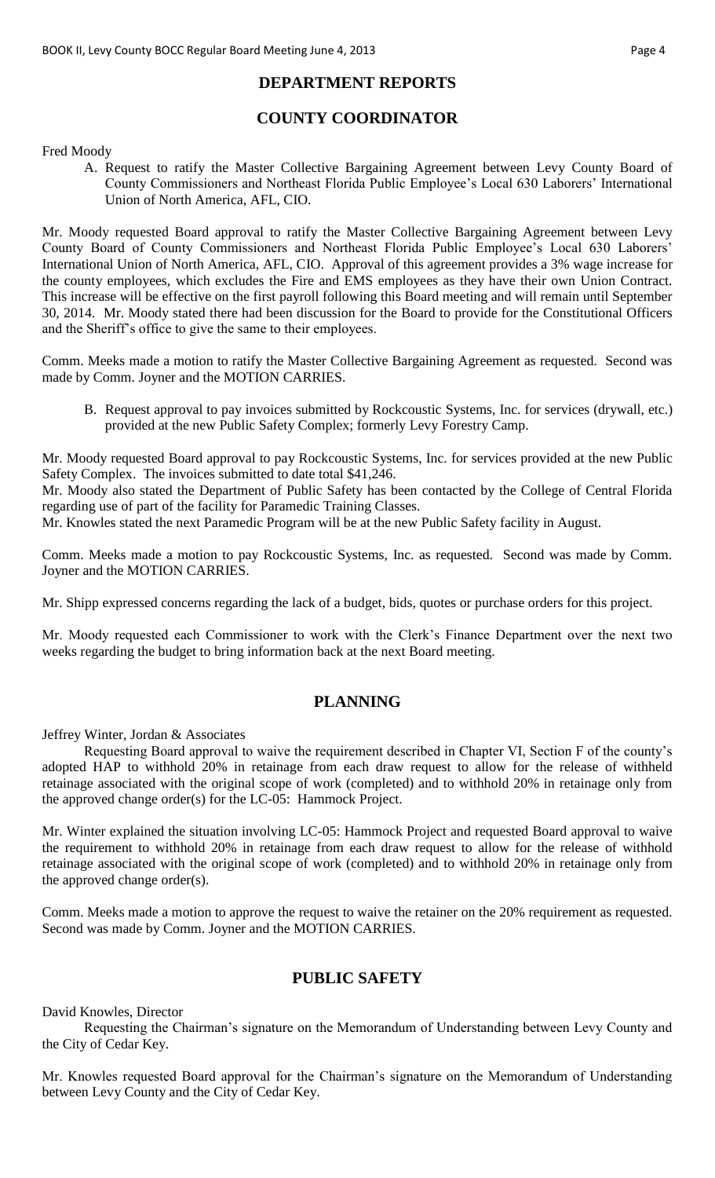## DEPARTMENT REPORTS

## COUNTY COORDINATOR

Fred Moody

A. Request to ratify the Master Collective Bargaining Agreement between Levy County Board of County Commissioners and Northeast Florida Public Employee's Local 630 Laborers' International Union of North America, AFL, CIO.

Mr. Moody requested Board approval to ratify the Master Collective Bargaining Agreement between Levy County Board of County Commissioners and Northeast Florida Public Employee's Local 630 Laborers' International Union of North America, AFL, CIO. Approval of this agreement provides a 3% wage increase for the county employees, which excludes the Fire and EMS employees as they have their own Union Contract. This increase will be effective on the first payroll following this Board meeting and will remain until September 30, 2014. Mr. Moody stated there had been discussion for the Board to provide for the Constitutional Officers and the Sheriff's office to give the same to their employees.

Comm. Meeks made a motion to ratify the Master Collective Bargaining Agreement as requested. Second was made by Comm. Joyner and the MOTION CARRIES.

B. Request approval to pay invoices submitted by Rockcoustic Systems, Inc. for services (drywall, etc.) provided at the new Public Safety Complex; formerly Levy Forestry Camp.

Mr. Moody requested Board approval to pay Rockcoustic Systems, Inc. for services provided at the new Public Safety Complex. The invoices submitted to date total $41,246.

Mr. Moody also stated the Department of Public Safety has been contacted by the College of Central Florida regarding use of part of the facility for Paramedic Training Classes.

Mr. Knowles stated the next Paramedic Program will be at the new Public Safety facility in August.

Comm. Meeks made a motion to pay Rockcoustic Systems, Inc. as requested. Second was made by Comm. Joyner and the MOTION CARRIES.

Mr. Shipp expressed concerns regarding the lack of a budget, bids, quotes or purchase orders for this project.

Mr. Moody requested each Commissioner to work with the Clerk's Finance Department over the next two weeks regarding the budget to bring information back at the next Board meeting.

## PLANNING

Jeffrey Winter, Jordan & Associates

Requesting Board approval to waive the requirement described in Chapter VI, Section F of the county's adopted HAP to withhold 20% in retainage from each draw request to allow for the release of withheld retainage associated with the original scope of work (completed) and to withhold 20% in retainage only from the approved change order(s) for the LC-05: Hammock Project.

Mr. Winter explained the situation involving LC-05: Hammock Project and requested Board approval to waive the requirement to withhold 20% in retainage from each draw request to allow for the release of withhold retainage associated with the original scope of work (completed) and to withhold 20% in retainage only from the approved change order(s).

Comm. Meeks made a motion to approve the request to waive the retainer on the 20% requirement as requested. Second was made by Comm. Joyner and the MOTION CARRIES.

## PUBLIC SAFETY

David Knowles, Director

Requesting the Chairman's signature on the Memorandum of Understanding between Levy County and the City of Cedar Key.

Mr. Knowles requested Board approval for the Chairman's signature on the Memorandum of Understanding between Levy County and the City of Cedar Key.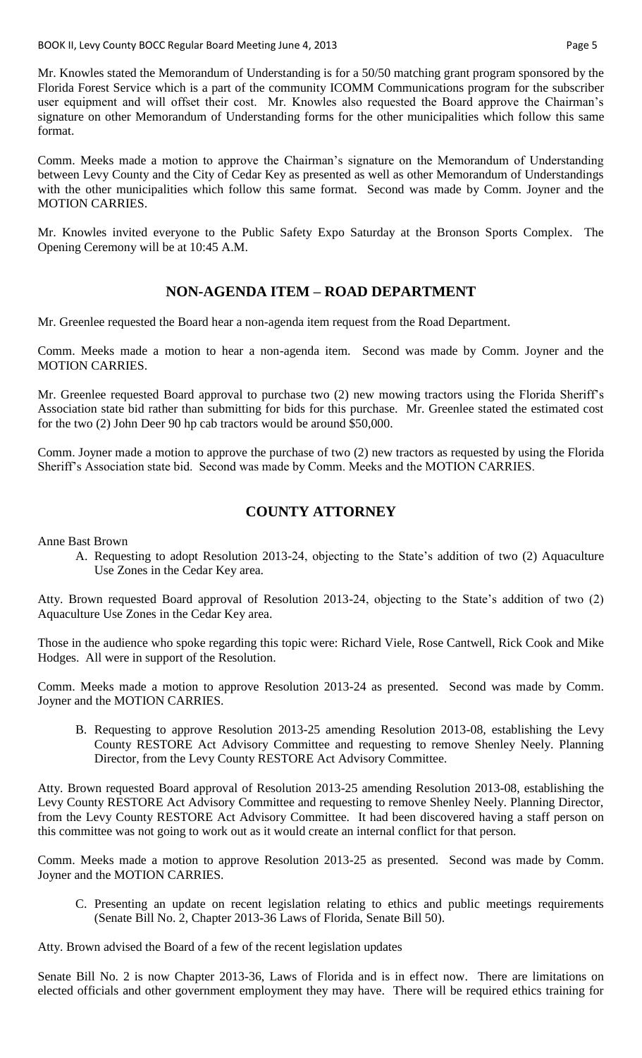Mr. Knowles stated the Memorandum of Understanding is for a 50/50 matching grant program sponsored by the Florida Forest Service which is a part of the community ICOMM Communications program for the subscriber user equipment and will offset their cost. Mr. Knowles also requested the Board approve the Chairman's signature on other Memorandum of Understanding forms for the other municipalities which follow this same format.

Comm. Meeks made a motion to approve the Chairman's signature on the Memorandum of Understanding between Levy County and the City of Cedar Key as presented as well as other Memorandum of Understandings with the other municipalities which follow this same format. Second was made by Comm. Joyner and the MOTION CARRIES.

Mr. Knowles invited everyone to the Public Safety Expo Saturday at the Bronson Sports Complex. The Opening Ceremony will be at 10:45 A.M.

## NON-AGENDA ITEM – ROAD DEPARTMENT

Mr. Greenlee requested the Board hear a non-agenda item request from the Road Department.

Comm. Meeks made a motion to hear a non-agenda item. Second was made by Comm. Joyner and the MOTION CARRIES.

Mr. Greenlee requested Board approval to purchase two (2) new mowing tractors using the Florida Sheriff's Association state bid rather than submitting for bids for this purchase. Mr. Greenlee stated the estimated cost for the two (2) John Deer 90 hp cab tractors would be around $50,000.

Comm. Joyner made a motion to approve the purchase of two (2) new tractors as requested by using the Florida Sheriff's Association state bid. Second was made by Comm. Meeks and the MOTION CARRIES.

## COUNTY ATTORNEY

Anne Bast Brown

A. Requesting to adopt Resolution 2013-24, objecting to the State's addition of two (2) Aquaculture Use Zones in the Cedar Key area.

Atty. Brown requested Board approval of Resolution 2013-24, objecting to the State's addition of two (2) Aquaculture Use Zones in the Cedar Key area.

Those in the audience who spoke regarding this topic were: Richard Viele, Rose Cantwell, Rick Cook and Mike Hodges. All were in support of the Resolution.

Comm. Meeks made a motion to approve Resolution 2013-24 as presented. Second was made by Comm. Joyner and the MOTION CARRIES.

B. Requesting to approve Resolution 2013-25 amending Resolution 2013-08, establishing the Levy County RESTORE Act Advisory Committee and requesting to remove Shenley Neely. Planning Director, from the Levy County RESTORE Act Advisory Committee.

Atty. Brown requested Board approval of Resolution 2013-25 amending Resolution 2013-08, establishing the Levy County RESTORE Act Advisory Committee and requesting to remove Shenley Neely. Planning Director, from the Levy County RESTORE Act Advisory Committee. It had been discovered having a staff person on this committee was not going to work out as it would create an internal conflict for that person.

Comm. Meeks made a motion to approve Resolution 2013-25 as presented. Second was made by Comm. Joyner and the MOTION CARRIES.

C. Presenting an update on recent legislation relating to ethics and public meetings requirements (Senate Bill No. 2, Chapter 2013-36 Laws of Florida, Senate Bill 50).

Atty. Brown advised the Board of a few of the recent legislation updates

Senate Bill No. 2 is now Chapter 2013-36, Laws of Florida and is in effect now. There are limitations on elected officials and other government employment they may have. There will be required ethics training for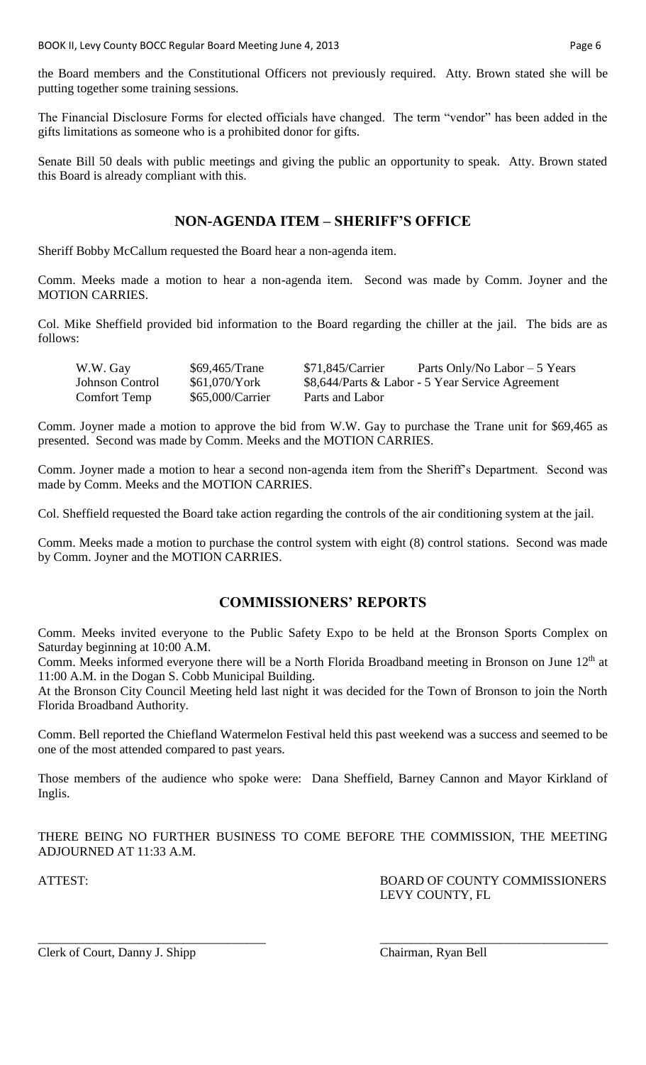the Board members and the Constitutional Officers not previously required. Atty. Brown stated she will be putting together some training sessions.

The Financial Disclosure Forms for elected officials have changed. The term "vendor" has been added in the gifts limitations as someone who is a prohibited donor for gifts.

Senate Bill 50 deals with public meetings and giving the public an opportunity to speak. Atty. Brown stated this Board is already compliant with this.

## NON-AGENDA ITEM – SHERIFF'S OFFICE

Sheriff Bobby McCallum requested the Board hear a non-agenda item.

Comm. Meeks made a motion to hear a non-agenda item. Second was made by Comm. Joyner and the MOTION CARRIES.

Col. Mike Sheffield provided bid information to the Board regarding the chiller at the jail. The bids are as follows:

| | | | |
|---|---|---|---|
| W.W. Gay | $69,465/Trane | $71,845/Carrier | Parts Only/No Labor – 5 Years |
| Johnson Control | $61,070/York | $8,644/Parts & Labor - 5 Year Service Agreement | |
| Comfort Temp | $65,000/Carrier | Parts and Labor | |

Comm. Joyner made a motion to approve the bid from W.W. Gay to purchase the Trane unit for $69,465 as presented. Second was made by Comm. Meeks and the MOTION CARRIES.

Comm. Joyner made a motion to hear a second non-agenda item from the Sheriff's Department. Second was made by Comm. Meeks and the MOTION CARRIES.

Col. Sheffield requested the Board take action regarding the controls of the air conditioning system at the jail.

Comm. Meeks made a motion to purchase the control system with eight (8) control stations. Second was made by Comm. Joyner and the MOTION CARRIES.

## COMMISSIONERS' REPORTS

Comm. Meeks invited everyone to the Public Safety Expo to be held at the Bronson Sports Complex on Saturday beginning at 10:00 A.M.

Comm. Meeks informed everyone there will be a North Florida Broadband meeting in Bronson on June 12th at 11:00 A.M. in the Dogan S. Cobb Municipal Building.

At the Bronson City Council Meeting held last night it was decided for the Town of Bronson to join the North Florida Broadband Authority.

Comm. Bell reported the Chiefland Watermelon Festival held this past weekend was a success and seemed to be one of the most attended compared to past years.

Those members of the audience who spoke were: Dana Sheffield, Barney Cannon and Mayor Kirkland of Inglis.

THERE BEING NO FURTHER BUSINESS TO COME BEFORE THE COMMISSION, THE MEETING ADJOURNED AT 11:33 A.M.

ATTEST:

BOARD OF COUNTY COMMISSIONERS
LEVY COUNTY, FL

\_\_\_\_\_\_\_\_\_\_\_\_\_\_\_\_\_\_\_\_\_\_\_\_\_\_\_\_\_\_\_\_\_\_\_\_
Clerk of Court, Danny J. Shipp

\_\_\_\_\_\_\_\_\_\_\_\_\_\_\_\_\_\_\_\_\_\_\_\_\_\_\_\_\_\_\_\_\_\_\_\_
Chairman, Ryan Bell